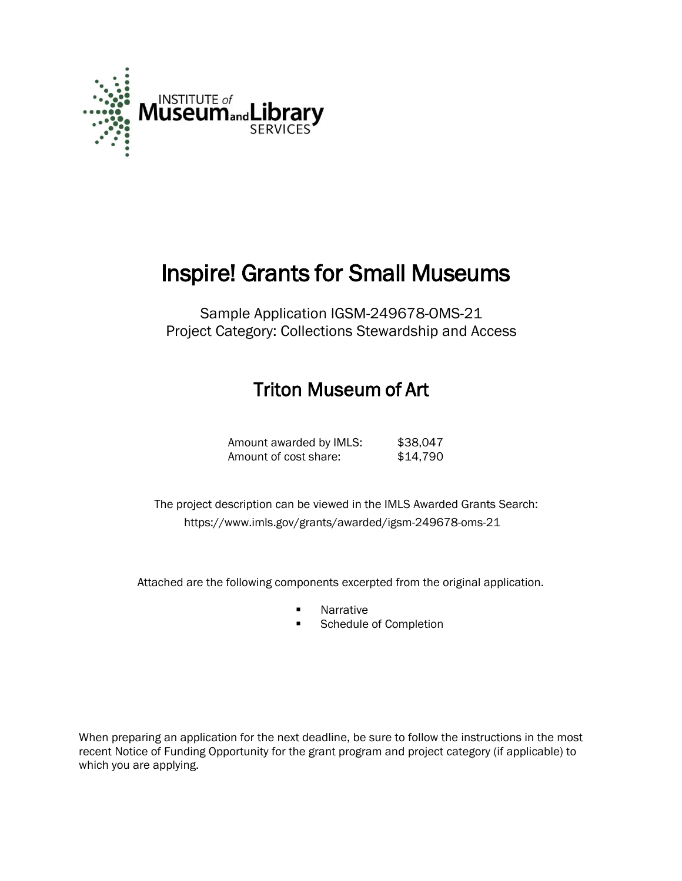INSTITUTE of Museum and Library SERVICES

# Inspire! Grants for Small Museums

Sample Application IGSM-249678-OMS-21
Project Category: Collections Stewardship and Access

## Triton Museum of Art

| | |
|---|---|
| Amount awarded by IMLS: | $38,047 |
| Amount of cost share: | $14,790 |

The project description can be viewed in the IMLS Awarded Grants Search:
https://www.imls.gov/grants/awarded/igsm-249678-oms-21

Attached are the following components excerpted from the original application.

- Narrative
- Schedule of Completion

When preparing an application for the next deadline, be sure to follow the instructions in the most recent Notice of Funding Opportunity for the grant program and project category (if applicable) to which you are applying.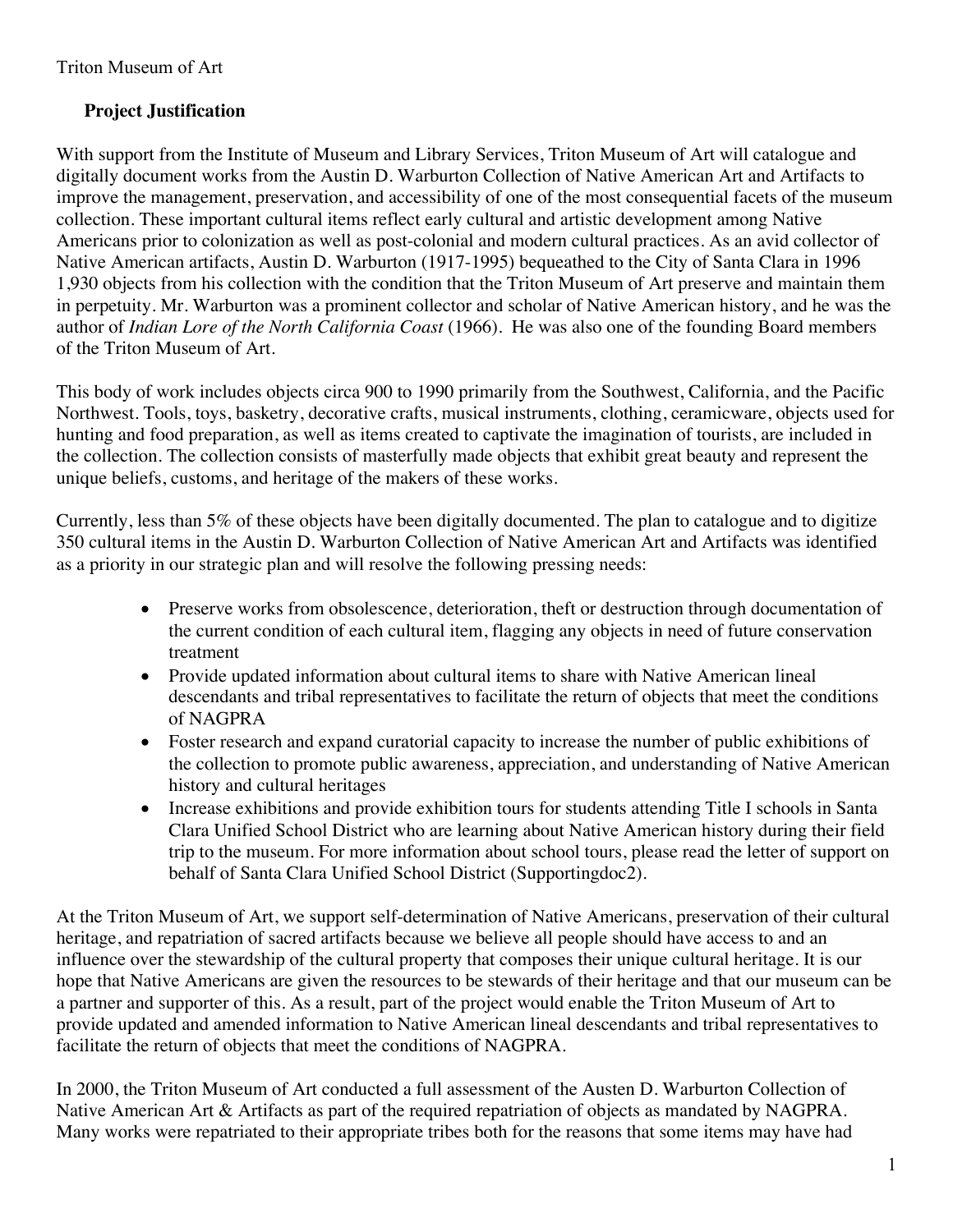Triton Museum of Art

**Project Justification**

With support from the Institute of Museum and Library Services, Triton Museum of Art will catalogue and digitally document works from the Austin D. Warburton Collection of Native American Art and Artifacts to improve the management, preservation, and accessibility of one of the most consequential facets of the museum collection. These important cultural items reflect early cultural and artistic development among Native Americans prior to colonization as well as post-colonial and modern cultural practices. As an avid collector of Native American artifacts, Austin D. Warburton (1917-1995) bequeathed to the City of Santa Clara in 1996 1,930 objects from his collection with the condition that the Triton Museum of Art preserve and maintain them in perpetuity. Mr. Warburton was a prominent collector and scholar of Native American history, and he was the author of *Indian Lore of the North California Coast* (1966). He was also one of the founding Board members of the Triton Museum of Art.

This body of work includes objects circa 900 to 1990 primarily from the Southwest, California, and the Pacific Northwest. Tools, toys, basketry, decorative crafts, musical instruments, clothing, ceramicware, objects used for hunting and food preparation, as well as items created to captivate the imagination of tourists, are included in the collection. The collection consists of masterfully made objects that exhibit great beauty and represent the unique beliefs, customs, and heritage of the makers of these works.

Currently, less than 5% of these objects have been digitally documented. The plan to catalogue and to digitize 350 cultural items in the Austin D. Warburton Collection of Native American Art and Artifacts was identified as a priority in our strategic plan and will resolve the following pressing needs:

- Preserve works from obsolescence, deterioration, theft or destruction through documentation of the current condition of each cultural item, flagging any objects in need of future conservation treatment
- Provide updated information about cultural items to share with Native American lineal descendants and tribal representatives to facilitate the return of objects that meet the conditions of NAGPRA
- Foster research and expand curatorial capacity to increase the number of public exhibitions of the collection to promote public awareness, appreciation, and understanding of Native American history and cultural heritages
- Increase exhibitions and provide exhibition tours for students attending Title I schools in Santa Clara Unified School District who are learning about Native American history during their field trip to the museum. For more information about school tours, please read the letter of support on behalf of Santa Clara Unified School District (Supportingdoc2).

At the Triton Museum of Art, we support self-determination of Native Americans, preservation of their cultural heritage, and repatriation of sacred artifacts because we believe all people should have access to and an influence over the stewardship of the cultural property that composes their unique cultural heritage. It is our hope that Native Americans are given the resources to be stewards of their heritage and that our museum can be a partner and supporter of this. As a result, part of the project would enable the Triton Museum of Art to provide updated and amended information to Native American lineal descendants and tribal representatives to facilitate the return of objects that meet the conditions of NAGPRA.

In 2000, the Triton Museum of Art conducted a full assessment of the Austen D. Warburton Collection of Native American Art & Artifacts as part of the required repatriation of objects as mandated by NAGPRA. Many works were repatriated to their appropriate tribes both for the reasons that some items may have had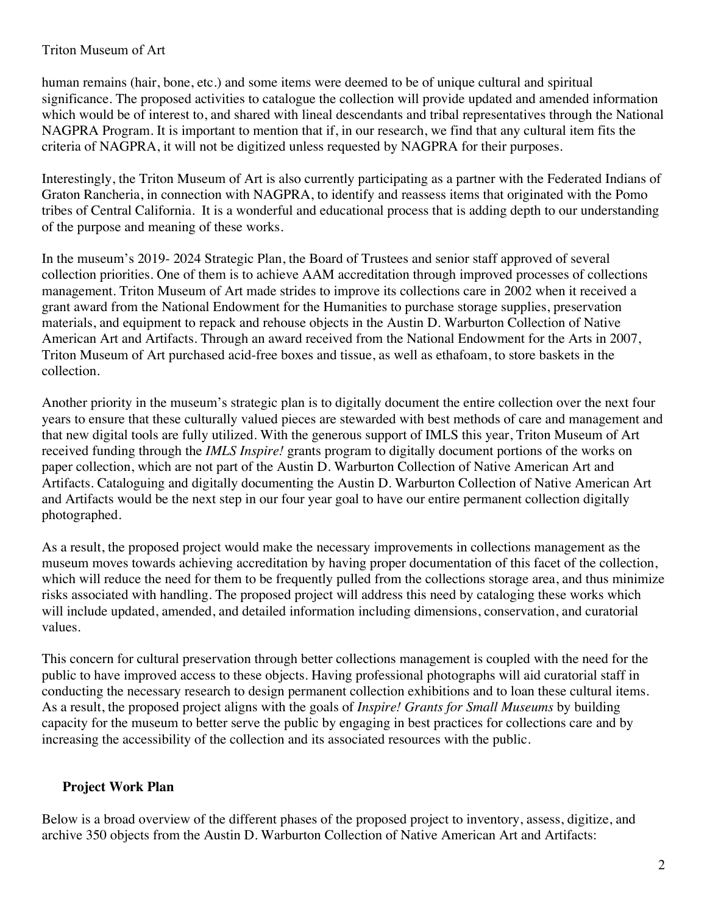human remains (hair, bone, etc.) and some items were deemed to be of unique cultural and spiritual significance. The proposed activities to catalogue the collection will provide updated and amended information which would be of interest to, and shared with lineal descendants and tribal representatives through the National NAGPRA Program. It is important to mention that if, in our research, we find that any cultural item fits the criteria of NAGPRA, it will not be digitized unless requested by NAGPRA for their purposes.

Interestingly, the Triton Museum of Art is also currently participating as a partner with the Federated Indians of Graton Rancheria, in connection with NAGPRA, to identify and reassess items that originated with the Pomo tribes of Central California. It is a wonderful and educational process that is adding depth to our understanding of the purpose and meaning of these works.

In the museum's 2019- 2024 Strategic Plan, the Board of Trustees and senior staff approved of several collection priorities. One of them is to achieve AAM accreditation through improved processes of collections management. Triton Museum of Art made strides to improve its collections care in 2002 when it received a grant award from the National Endowment for the Humanities to purchase storage supplies, preservation materials, and equipment to repack and rehouse objects in the Austin D. Warburton Collection of Native American Art and Artifacts. Through an award received from the National Endowment for the Arts in 2007, Triton Museum of Art purchased acid-free boxes and tissue, as well as ethafoam, to store baskets in the collection.

Another priority in the museum's strategic plan is to digitally document the entire collection over the next four years to ensure that these culturally valued pieces are stewarded with best methods of care and management and that new digital tools are fully utilized. With the generous support of IMLS this year, Triton Museum of Art received funding through the *IMLS Inspire!* grants program to digitally document portions of the works on paper collection, which are not part of the Austin D. Warburton Collection of Native American Art and Artifacts. Cataloguing and digitally documenting the Austin D. Warburton Collection of Native American Art and Artifacts would be the next step in our four year goal to have our entire permanent collection digitally photographed.

As a result, the proposed project would make the necessary improvements in collections management as the museum moves towards achieving accreditation by having proper documentation of this facet of the collection, which will reduce the need for them to be frequently pulled from the collections storage area, and thus minimize risks associated with handling. The proposed project will address this need by cataloging these works which will include updated, amended, and detailed information including dimensions, conservation, and curatorial values.

This concern for cultural preservation through better collections management is coupled with the need for the public to have improved access to these objects. Having professional photographs will aid curatorial staff in conducting the necessary research to design permanent collection exhibitions and to loan these cultural items. As a result, the proposed project aligns with the goals of *Inspire! Grants for Small Museums* by building capacity for the museum to better serve the public by engaging in best practices for collections care and by increasing the accessibility of the collection and its associated resources with the public.

## Project Work Plan

Below is a broad overview of the different phases of the proposed project to inventory, assess, digitize, and archive 350 objects from the Austin D. Warburton Collection of Native American Art and Artifacts: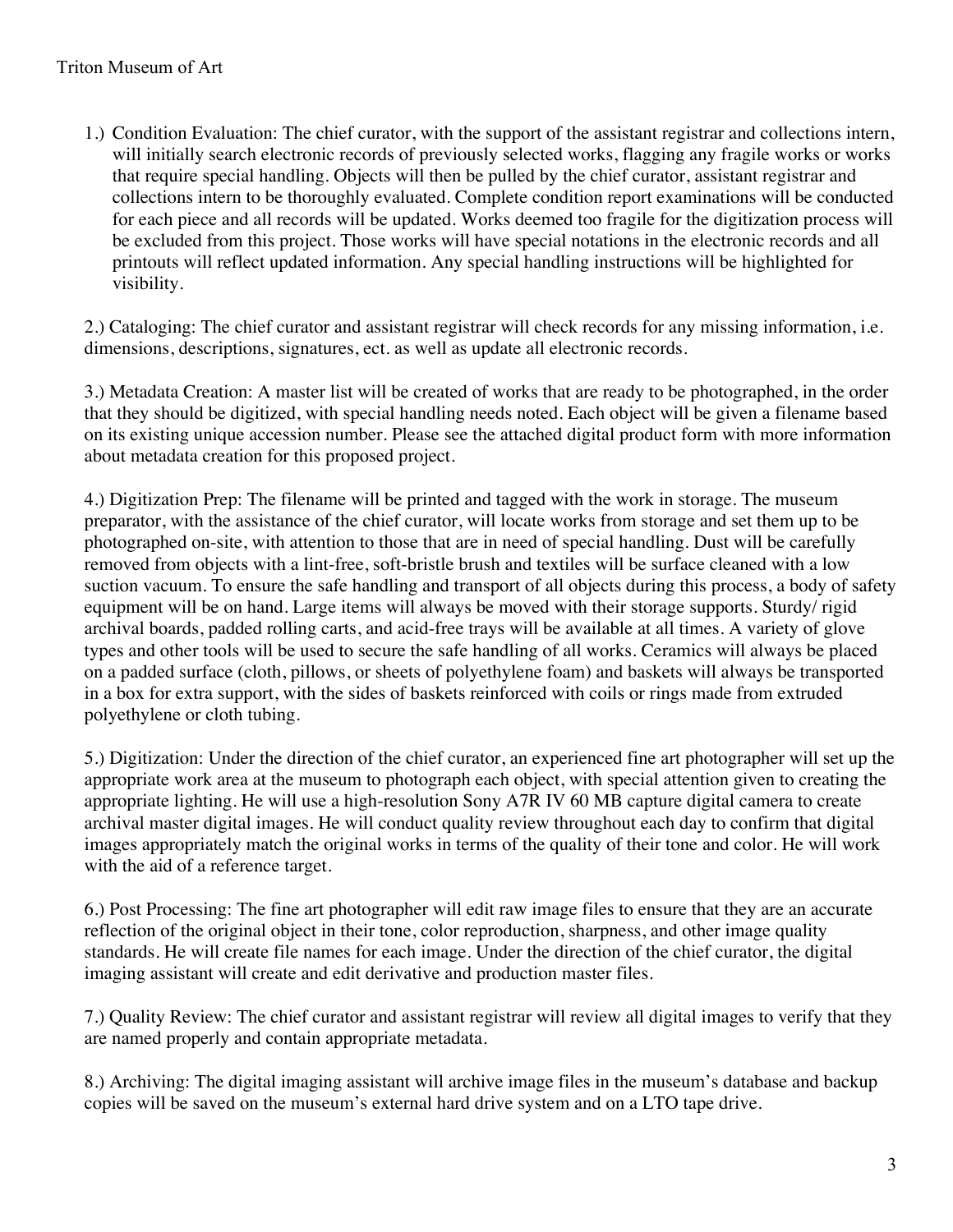Triton Museum of Art

1.) Condition Evaluation: The chief curator, with the support of the assistant registrar and collections intern, will initially search electronic records of previously selected works, flagging any fragile works or works that require special handling. Objects will then be pulled by the chief curator, assistant registrar and collections intern to be thoroughly evaluated. Complete condition report examinations will be conducted for each piece and all records will be updated. Works deemed too fragile for the digitization process will be excluded from this project. Those works will have special notations in the electronic records and all printouts will reflect updated information. Any special handling instructions will be highlighted for visibility.

2.) Cataloging: The chief curator and assistant registrar will check records for any missing information, i.e. dimensions, descriptions, signatures, ect. as well as update all electronic records.

3.) Metadata Creation: A master list will be created of works that are ready to be photographed, in the order that they should be digitized, with special handling needs noted. Each object will be given a filename based on its existing unique accession number. Please see the attached digital product form with more information about metadata creation for this proposed project.

4.) Digitization Prep: The filename will be printed and tagged with the work in storage. The museum preparator, with the assistance of the chief curator, will locate works from storage and set them up to be photographed on-site, with attention to those that are in need of special handling. Dust will be carefully removed from objects with a lint-free, soft-bristle brush and textiles will be surface cleaned with a low suction vacuum. To ensure the safe handling and transport of all objects during this process, a body of safety equipment will be on hand. Large items will always be moved with their storage supports. Sturdy/ rigid archival boards, padded rolling carts, and acid-free trays will be available at all times. A variety of glove types and other tools will be used to secure the safe handling of all works. Ceramics will always be placed on a padded surface (cloth, pillows, or sheets of polyethylene foam) and baskets will always be transported in a box for extra support, with the sides of baskets reinforced with coils or rings made from extruded polyethylene or cloth tubing.

5.) Digitization: Under the direction of the chief curator, an experienced fine art photographer will set up the appropriate work area at the museum to photograph each object, with special attention given to creating the appropriate lighting. He will use a high-resolution Sony A7R IV 60 MB capture digital camera to create archival master digital images. He will conduct quality review throughout each day to confirm that digital images appropriately match the original works in terms of the quality of their tone and color. He will work with the aid of a reference target.

6.) Post Processing: The fine art photographer will edit raw image files to ensure that they are an accurate reflection of the original object in their tone, color reproduction, sharpness, and other image quality standards. He will create file names for each image. Under the direction of the chief curator, the digital imaging assistant will create and edit derivative and production master files.

7.) Quality Review: The chief curator and assistant registrar will review all digital images to verify that they are named properly and contain appropriate metadata.

8.) Archiving: The digital imaging assistant will archive image files in the museum's database and backup copies will be saved on the museum's external hard drive system and on a LTO tape drive.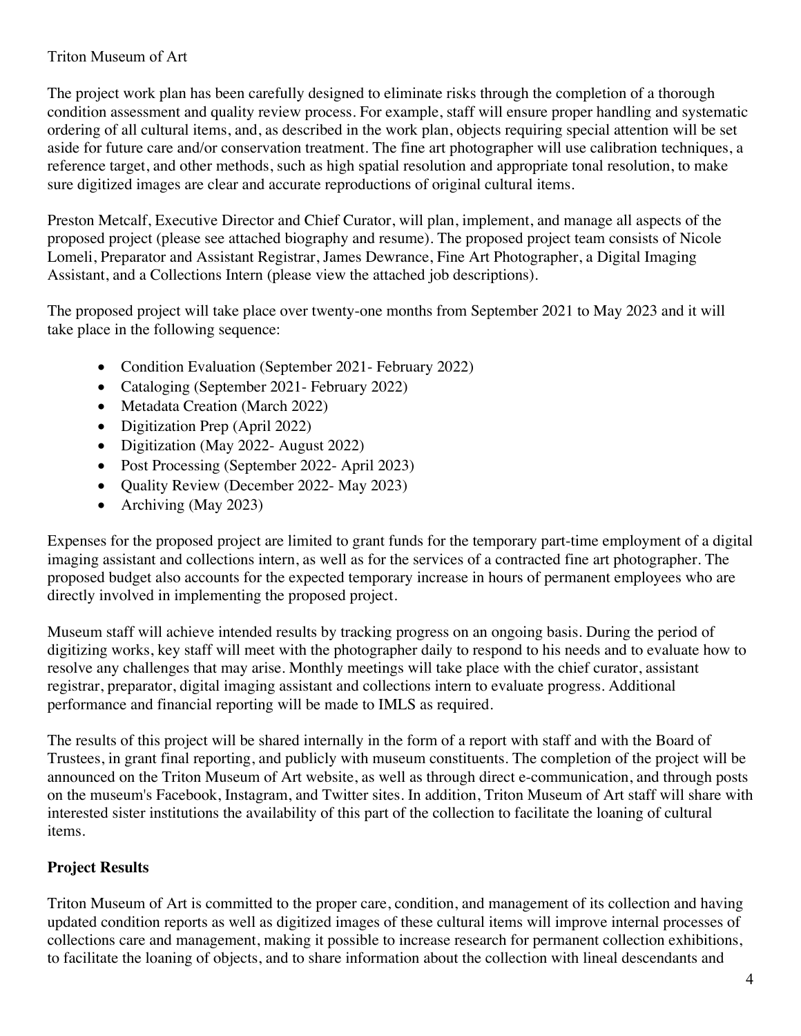Triton Museum of Art

The project work plan has been carefully designed to eliminate risks through the completion of a thorough condition assessment and quality review process. For example, staff will ensure proper handling and systematic ordering of all cultural items, and, as described in the work plan, objects requiring special attention will be set aside for future care and/or conservation treatment. The fine art photographer will use calibration techniques, a reference target, and other methods, such as high spatial resolution and appropriate tonal resolution, to make sure digitized images are clear and accurate reproductions of original cultural items.

Preston Metcalf, Executive Director and Chief Curator, will plan, implement, and manage all aspects of the proposed project (please see attached biography and resume). The proposed project team consists of Nicole Lomeli, Preparator and Assistant Registrar, James Dewrance, Fine Art Photographer, a Digital Imaging Assistant, and a Collections Intern (please view the attached job descriptions).

The proposed project will take place over twenty-one months from September 2021 to May 2023 and it will take place in the following sequence:

- Condition Evaluation (September 2021- February 2022)
- Cataloging (September 2021- February 2022)
- Metadata Creation (March 2022)
- Digitization Prep (April 2022)
- Digitization (May 2022- August 2022)
- Post Processing (September 2022- April 2023)
- Quality Review (December 2022- May 2023)
- Archiving (May 2023)

Expenses for the proposed project are limited to grant funds for the temporary part-time employment of a digital imaging assistant and collections intern, as well as for the services of a contracted fine art photographer. The proposed budget also accounts for the expected temporary increase in hours of permanent employees who are directly involved in implementing the proposed project.

Museum staff will achieve intended results by tracking progress on an ongoing basis. During the period of digitizing works, key staff will meet with the photographer daily to respond to his needs and to evaluate how to resolve any challenges that may arise. Monthly meetings will take place with the chief curator, assistant registrar, preparator, digital imaging assistant and collections intern to evaluate progress. Additional performance and financial reporting will be made to IMLS as required.

The results of this project will be shared internally in the form of a report with staff and with the Board of Trustees, in grant final reporting, and publicly with museum constituents. The completion of the project will be announced on the Triton Museum of Art website, as well as through direct e-communication, and through posts on the museum's Facebook, Instagram, and Twitter sites. In addition, Triton Museum of Art staff will share with interested sister institutions the availability of this part of the collection to facilitate the loaning of cultural items.

## Project Results

Triton Museum of Art is committed to the proper care, condition, and management of its collection and having updated condition reports as well as digitized images of these cultural items will improve internal processes of collections care and management, making it possible to increase research for permanent collection exhibitions, to facilitate the loaning of objects, and to share information about the collection with lineal descendants and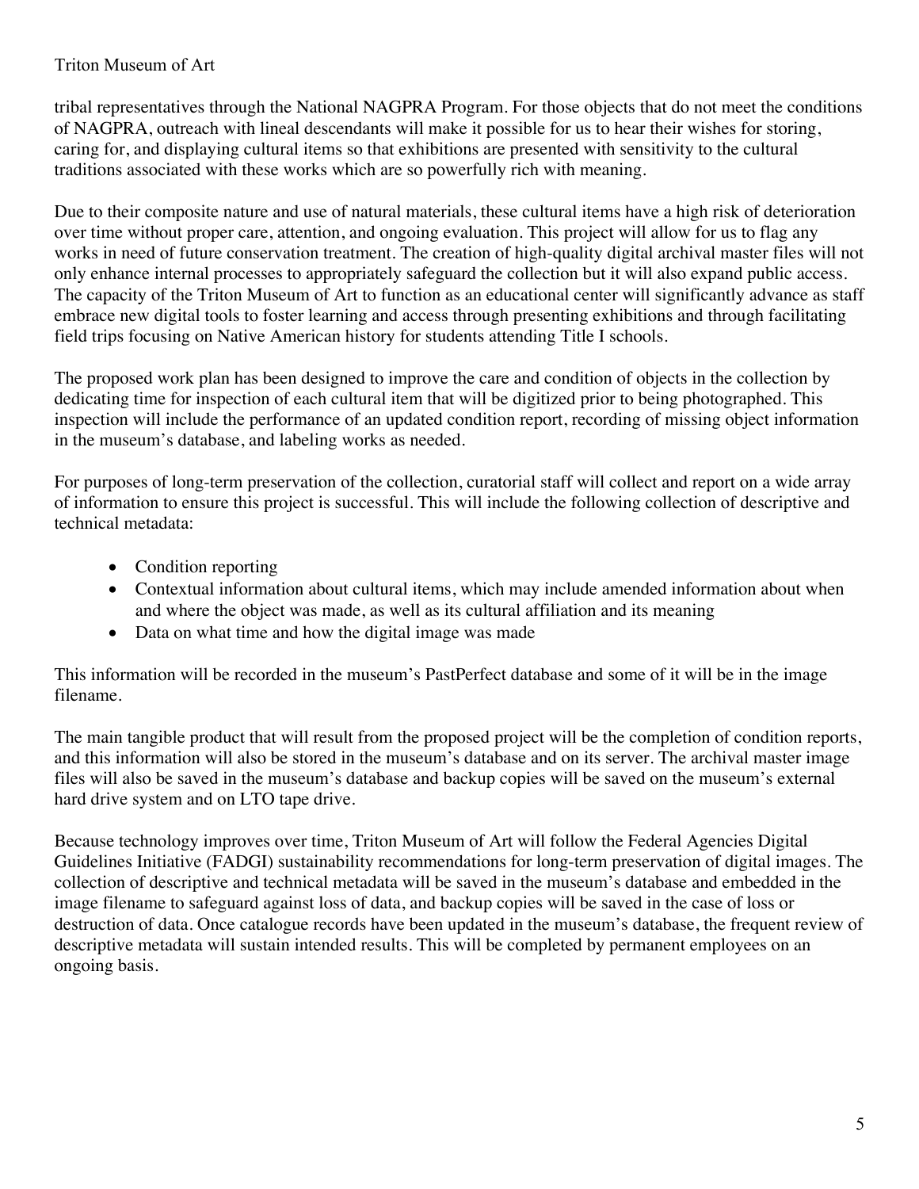tribal representatives through the National NAGPRA Program. For those objects that do not meet the conditions of NAGPRA, outreach with lineal descendants will make it possible for us to hear their wishes for storing, caring for, and displaying cultural items so that exhibitions are presented with sensitivity to the cultural traditions associated with these works which are so powerfully rich with meaning.

Due to their composite nature and use of natural materials, these cultural items have a high risk of deterioration over time without proper care, attention, and ongoing evaluation. This project will allow for us to flag any works in need of future conservation treatment. The creation of high-quality digital archival master files will not only enhance internal processes to appropriately safeguard the collection but it will also expand public access. The capacity of the Triton Museum of Art to function as an educational center will significantly advance as staff embrace new digital tools to foster learning and access through presenting exhibitions and through facilitating field trips focusing on Native American history for students attending Title I schools.

The proposed work plan has been designed to improve the care and condition of objects in the collection by dedicating time for inspection of each cultural item that will be digitized prior to being photographed. This inspection will include the performance of an updated condition report, recording of missing object information in the museum's database, and labeling works as needed.

For purposes of long-term preservation of the collection, curatorial staff will collect and report on a wide array of information to ensure this project is successful. This will include the following collection of descriptive and technical metadata:

- Condition reporting
- Contextual information about cultural items, which may include amended information about when and where the object was made, as well as its cultural affiliation and its meaning
- Data on what time and how the digital image was made

This information will be recorded in the museum's PastPerfect database and some of it will be in the image filename.

The main tangible product that will result from the proposed project will be the completion of condition reports, and this information will also be stored in the museum's database and on its server. The archival master image files will also be saved in the museum's database and backup copies will be saved on the museum's external hard drive system and on LTO tape drive.

Because technology improves over time, Triton Museum of Art will follow the Federal Agencies Digital Guidelines Initiative (FADGI) sustainability recommendations for long-term preservation of digital images. The collection of descriptive and technical metadata will be saved in the museum's database and embedded in the image filename to safeguard against loss of data, and backup copies will be saved in the case of loss or destruction of data. Once catalogue records have been updated in the museum's database, the frequent review of descriptive metadata will sustain intended results. This will be completed by permanent employees on an ongoing basis.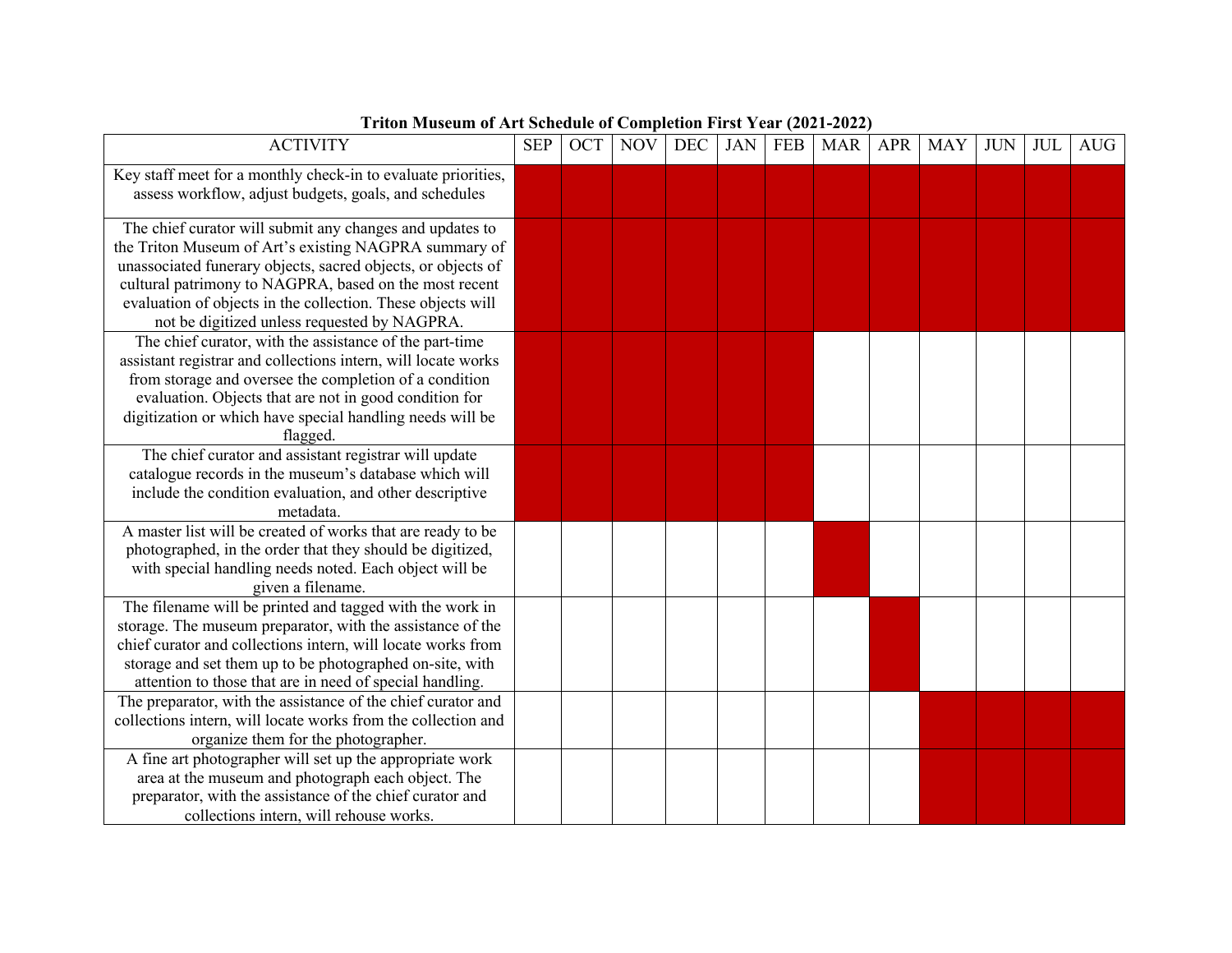**Triton Museum of Art Schedule of Completion First Year (2021-2022)**

| ACTIVITY | SEP | OCT | NOV | DEC | JAN | FEB | MAR | APR | MAY | JUN | JUL | AUG |
|---|---|---|---|---|---|---|---|---|---|---|---|---|
| Key staff meet for a monthly check-in to evaluate priorities, assess workflow, adjust budgets, goals, and schedules | ■ | ■ | ■ | ■ | ■ | ■ | ■ | ■ | ■ | ■ | ■ | ■ |
| The chief curator will submit any changes and updates to the Triton Museum of Art's existing NAGPRA summary of unassociated funerary objects, sacred objects, or objects of cultural patrimony to NAGPRA, based on the most recent evaluation of objects in the collection. These objects will not be digitized unless requested by NAGPRA. | ■ | ■ | ■ | ■ | ■ | ■ | ■ | ■ | ■ | ■ | ■ | ■ |
| The chief curator, with the assistance of the part-time assistant registrar and collections intern, will locate works from storage and oversee the completion of a condition evaluation. Objects that are not in good condition for digitization or which have special handling needs will be flagged. | ■ | ■ | ■ | ■ | ■ | ■ | | | | | | |
| The chief curator and assistant registrar will update catalogue records in the museum's database which will include the condition evaluation, and other descriptive metadata. | ■ | ■ | ■ | ■ | ■ | ■ | | | | | | |
| A master list will be created of works that are ready to be photographed, in the order that they should be digitized, with special handling needs noted. Each object will be given a filename. | | | | | | | ■ | | | | | |
| The filename will be printed and tagged with the work in storage. The museum preparator, with the assistance of the chief curator and collections intern, will locate works from storage and set them up to be photographed on-site, with attention to those that are in need of special handling. | | | | | | | | ■ | | | | |
| The preparator, with the assistance of the chief curator and collections intern, will locate works from the collection and organize them for the photographer. | | | | | | | | | ■ | ■ | ■ | ■ |
| A fine art photographer will set up the appropriate work area at the museum and photograph each object. The preparator, with the assistance of the chief curator and collections intern, will rehouse works. | | | | | | | | | ■ | ■ | ■ | ■ |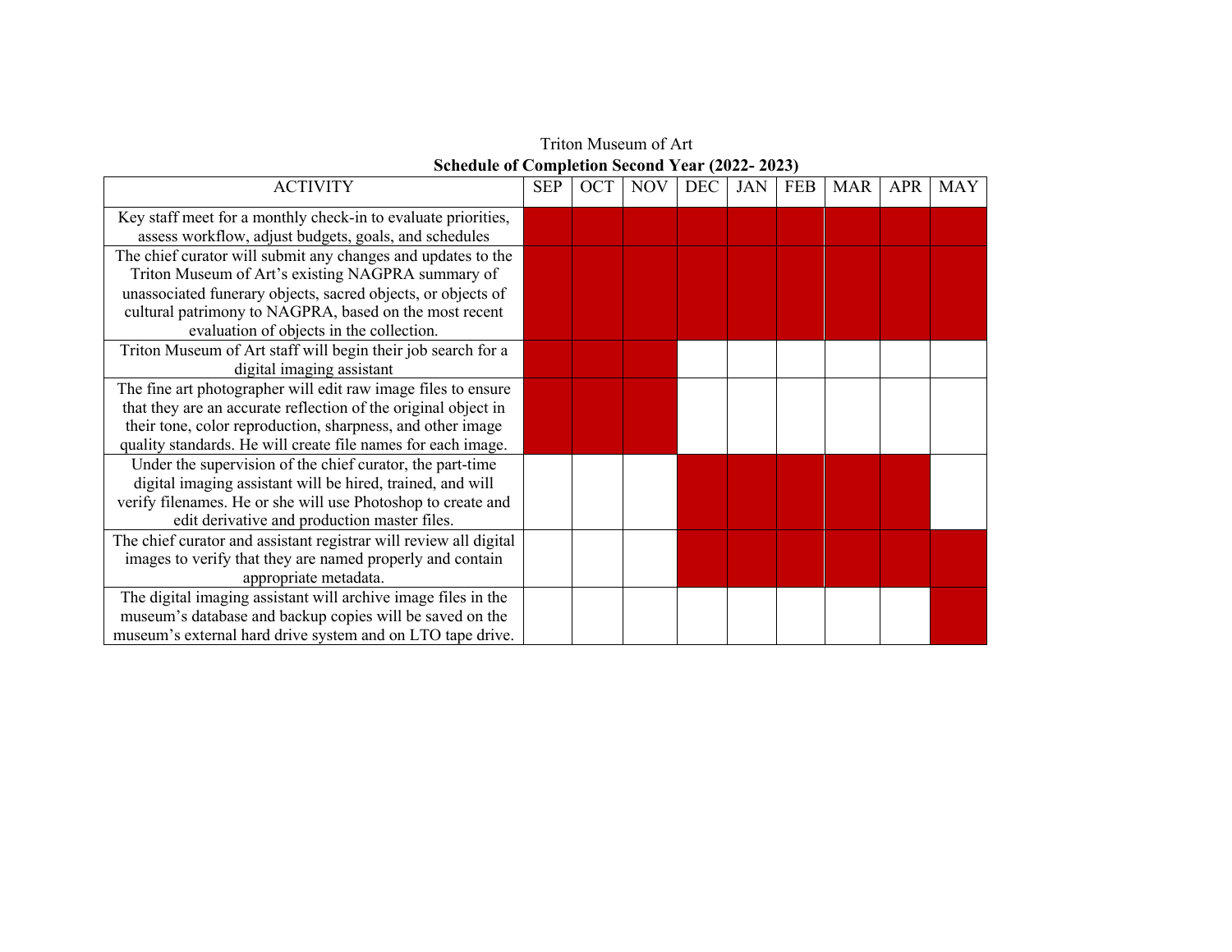Triton Museum of Art

**Schedule of Completion Second Year (2022- 2023)**

| ACTIVITY | SEP | OCT | NOV | DEC | JAN | FEB | MAR | APR | MAY |
|---|---|---|---|---|---|---|---|---|---|
| Key staff meet for a monthly check-in to evaluate priorities, assess workflow, adjust budgets, goals, and schedules | ■ | ■ | ■ | ■ | ■ | ■ | ■ | ■ | ■ |
| The chief curator will submit any changes and updates to the Triton Museum of Art's existing NAGPRA summary of unassociated funerary objects, sacred objects, or objects of cultural patrimony to NAGPRA, based on the most recent evaluation of objects in the collection. | ■ | ■ | ■ | ■ | ■ | ■ | ■ | ■ | ■ |
| Triton Museum of Art staff will begin their job search for a digital imaging assistant | ■ | ■ | ■ | | | | | | |
| The fine art photographer will edit raw image files to ensure that they are an accurate reflection of the original object in their tone, color reproduction, sharpness, and other image quality standards. He will create file names for each image. | ■ | ■ | ■ | | | | | | |
| Under the supervision of the chief curator, the part-time digital imaging assistant will be hired, trained, and will verify filenames. He or she will use Photoshop to create and edit derivative and production master files. | | | | ■ | ■ | ■ | ■ | ■ | |
| The chief curator and assistant registrar will review all digital images to verify that they are named properly and contain appropriate metadata. | | | | ■ | ■ | ■ | ■ | ■ | ■ |
| The digital imaging assistant will archive image files in the museum's database and backup copies will be saved on the museum's external hard drive system and on LTO tape drive. | | | | | | | | | ■ |